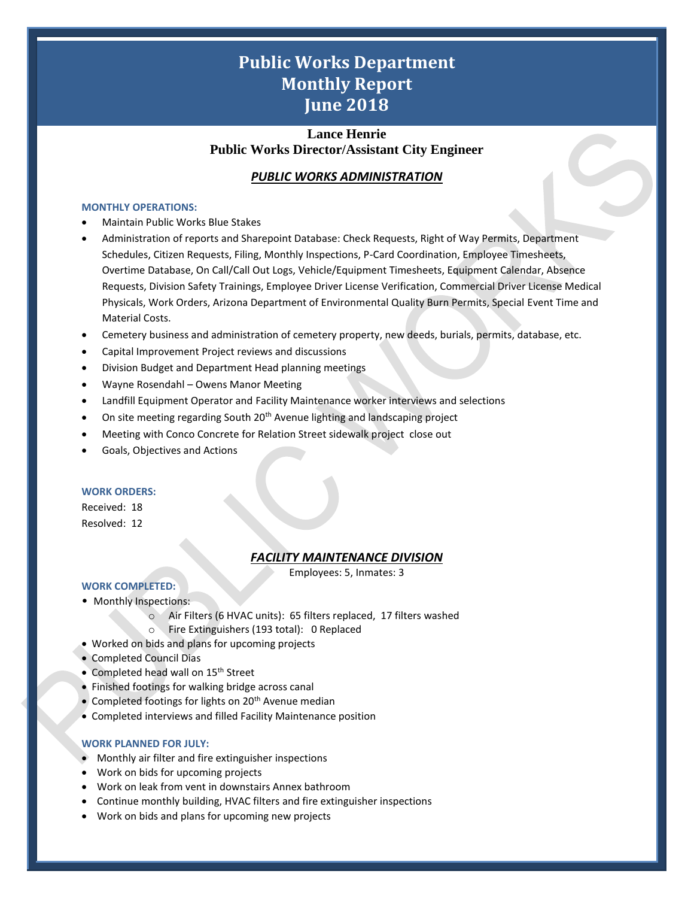# Public Works Department
# Monthly Report
# June 2018

**Lance Henrie**
**Public Works Director/Assistant City Engineer**

## *PUBLIC WORKS ADMINISTRATION*

### MONTHLY OPERATIONS:

- Maintain Public Works Blue Stakes
- Administration of reports and Sharepoint Database: Check Requests, Right of Way Permits, Department Schedules, Citizen Requests, Filing, Monthly Inspections, P-Card Coordination, Employee Timesheets, Overtime Database, On Call/Call Out Logs, Vehicle/Equipment Timesheets, Equipment Calendar, Absence Requests, Division Safety Trainings, Employee Driver License Verification, Commercial Driver License Medical Physicals, Work Orders, Arizona Department of Environmental Quality Burn Permits, Special Event Time and Material Costs.
- Cemetery business and administration of cemetery property, new deeds, burials, permits, database, etc.
- Capital Improvement Project reviews and discussions
- Division Budget and Department Head planning meetings
- Wayne Rosendahl – Owens Manor Meeting
- Landfill Equipment Operator and Facility Maintenance worker interviews and selections
- On site meeting regarding South 20th Avenue lighting and landscaping project
- Meeting with Conco Concrete for Relation Street sidewalk project close out
- Goals, Objectives and Actions

### WORK ORDERS:

Received: 18
Resolved: 12

## *FACILITY MAINTENANCE DIVISION*

Employees: 5, Inmates: 3

### WORK COMPLETED:

- Monthly Inspections:
  - Air Filters (6 HVAC units): 65 filters replaced, 17 filters washed
  - Fire Extinguishers (193 total): 0 Replaced
- Worked on bids and plans for upcoming projects
- Completed Council Dias
- Completed head wall on 15th Street
- Finished footings for walking bridge across canal
- Completed footings for lights on 20th Avenue median
- Completed interviews and filled Facility Maintenance position

### WORK PLANNED FOR JULY:

- Monthly air filter and fire extinguisher inspections
- Work on bids for upcoming projects
- Work on leak from vent in downstairs Annex bathroom
- Continue monthly building, HVAC filters and fire extinguisher inspections
- Work on bids and plans for upcoming new projects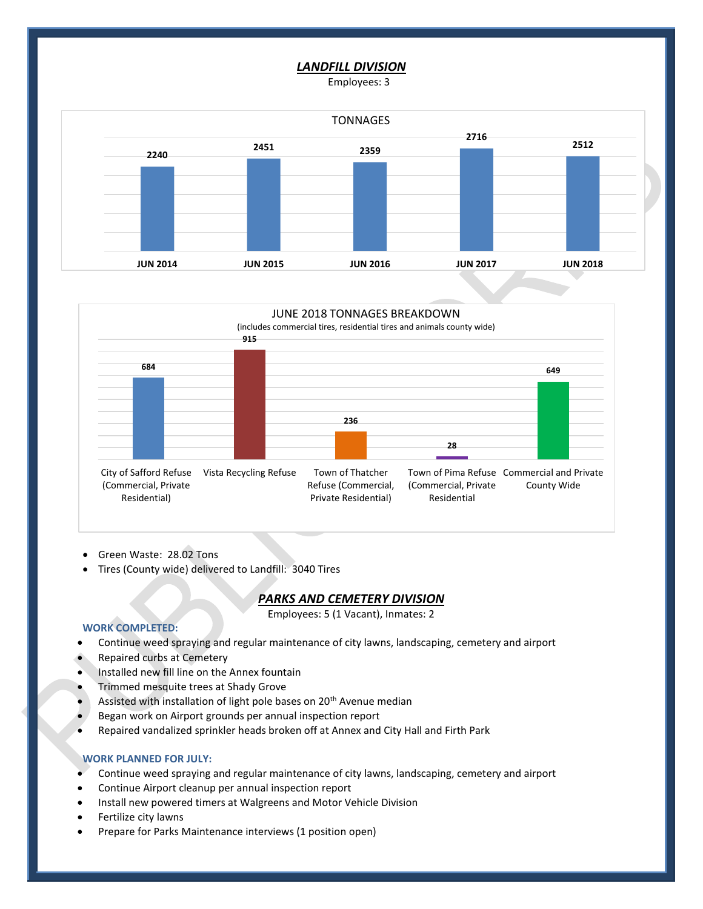## ***LANDFILL DIVISION***

Employees: 3

**TONNAGES**

| JUN 2014 | JUN 2015 | JUN 2016 | JUN 2017 | JUN 2018 |
|---|---|---|---|---|
| 2240 | 2451 | 2359 | 2716 | 2512 |

**JUNE 2018 TONNAGES BREAKDOWN**

(includes commercial tires, residential tires and animals county wide)

| City of Safford Refuse (Commercial, Private Residential) | Vista Recycling Refuse | Town of Thatcher Refuse (Commercial, Private Residential) | Town of Pima Refuse (Commercial, Private Residential | Commercial and Private County Wide |
|---|---|---|---|---|
| 684 | 915 | 236 | 28 | 649 |

- Green Waste: 28.02 Tons
- Tires (County wide) delivered to Landfill: 3040 Tires

## ***PARKS AND CEMETERY DIVISION***

Employees: 5 (1 Vacant), Inmates: 2

**WORK COMPLETED:**

- Continue weed spraying and regular maintenance of city lawns, landscaping, cemetery and airport
- Repaired curbs at Cemetery
- Installed new fill line on the Annex fountain
- Trimmed mesquite trees at Shady Grove
- Assisted with installation of light pole bases on 20th Avenue median
- Began work on Airport grounds per annual inspection report
- Repaired vandalized sprinkler heads broken off at Annex and City Hall and Firth Park

**WORK PLANNED FOR JULY:**

- Continue weed spraying and regular maintenance of city lawns, landscaping, cemetery and airport
- Continue Airport cleanup per annual inspection report
- Install new powered timers at Walgreens and Motor Vehicle Division
- Fertilize city lawns
- Prepare for Parks Maintenance interviews (1 position open)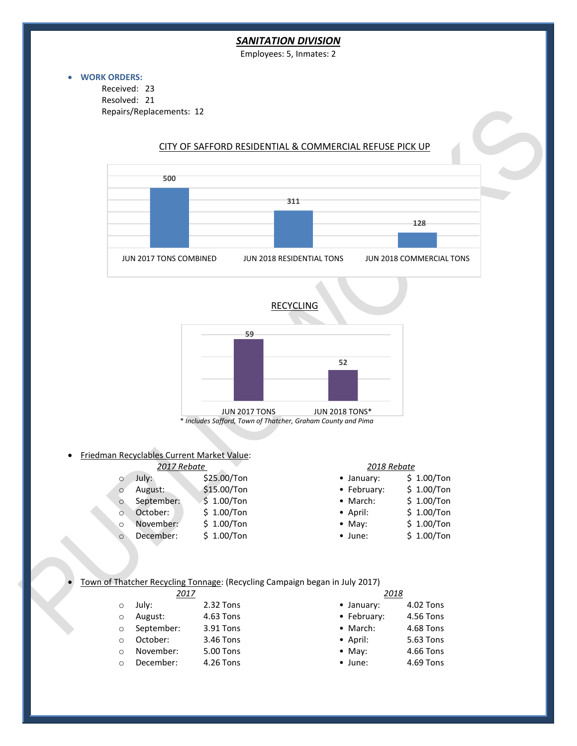# ***SANITATION DIVISION***

Employees: 5, Inmates: 2

- **WORK ORDERS:**
  - Received: 23
  - Resolved: 21
  - Repairs/Replacements: 12

CITY OF SAFFORD RESIDENTIAL & COMMERCIAL REFUSE PICK UP

| JUN 2017 TONS COMBINED | JUN 2018 RESIDENTIAL TONS | JUN 2018 COMMERCIAL TONS |
|---|---|---|
| 500 | 311 | 128 |

RECYCLING

| JUN 2017 TONS | JUN 2018 TONS* |
|---|---|
| 59 | 52 |

*\* Includes Safford, Town of Thatcher, Graham County and Pima*

- Friedman Recyclables Current Market Value:

| *2017 Rebate* | | *2018 Rebate* | |
|---|---|---|---|
| July: | $25.00/Ton | January: | $ 1.00/Ton |
| August: | $15.00/Ton | February: | $ 1.00/Ton |
| September: | $ 1.00/Ton | March: | $ 1.00/Ton |
| October: | $ 1.00/Ton | April: | $ 1.00/Ton |
| November: | $ 1.00/Ton | May: | $ 1.00/Ton |
| December: | $ 1.00/Ton | June: | $ 1.00/Ton |

- Town of Thatcher Recycling Tonnage: (Recycling Campaign began in July 2017)

| *2017* | | *2018* | |
|---|---|---|---|
| July: | 2.32 Tons | January: | 4.02 Tons |
| August: | 4.63 Tons | February: | 4.56 Tons |
| September: | 3.91 Tons | March: | 4.68 Tons |
| October: | 3.46 Tons | April: | 5.63 Tons |
| November: | 5.00 Tons | May: | 4.66 Tons |
| December: | 4.26 Tons | June: | 4.69 Tons |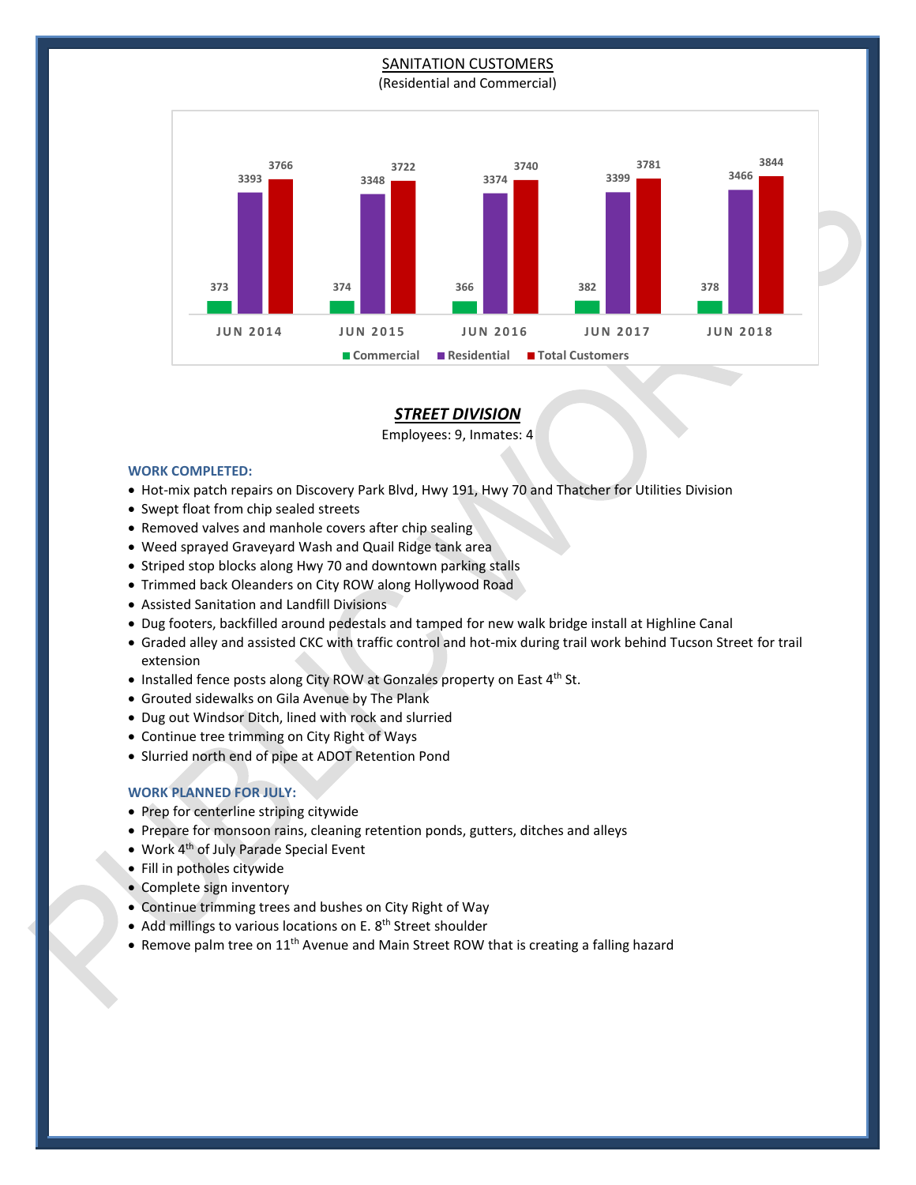SANITATION CUSTOMERS

(Residential and Commercial)

373
3393
3766
374
3348
3722
366
3374
3740
382
3399
3781
378
3466
3844

JUN 2014
JUN 2015
JUN 2016
JUN 2017
JUN 2018

Commercial
Residential
Total Customers

## ***STREET DIVISION***

Employees: 9, Inmates: 4

**WORK COMPLETED:**

- Hot-mix patch repairs on Discovery Park Blvd, Hwy 191, Hwy 70 and Thatcher for Utilities Division
- Swept float from chip sealed streets
- Removed valves and manhole covers after chip sealing
- Weed sprayed Graveyard Wash and Quail Ridge tank area
- Striped stop blocks along Hwy 70 and downtown parking stalls
- Trimmed back Oleanders on City ROW along Hollywood Road
- Assisted Sanitation and Landfill Divisions
- Dug footers, backfilled around pedestals and tamped for new walk bridge install at Highline Canal
- Graded alley and assisted CKC with traffic control and hot-mix during trail work behind Tucson Street for trail extension
- Installed fence posts along City ROW at Gonzales property on East 4th St.
- Grouted sidewalks on Gila Avenue by The Plank
- Dug out Windsor Ditch, lined with rock and slurried
- Continue tree trimming on City Right of Ways
- Slurried north end of pipe at ADOT Retention Pond

**WORK PLANNED FOR JULY:**

- Prep for centerline striping citywide
- Prepare for monsoon rains, cleaning retention ponds, gutters, ditches and alleys
- Work 4th of July Parade Special Event
- Fill in potholes citywide
- Complete sign inventory
- Continue trimming trees and bushes on City Right of Way
- Add millings to various locations on E. 8th Street shoulder
- Remove palm tree on 11th Avenue and Main Street ROW that is creating a falling hazard